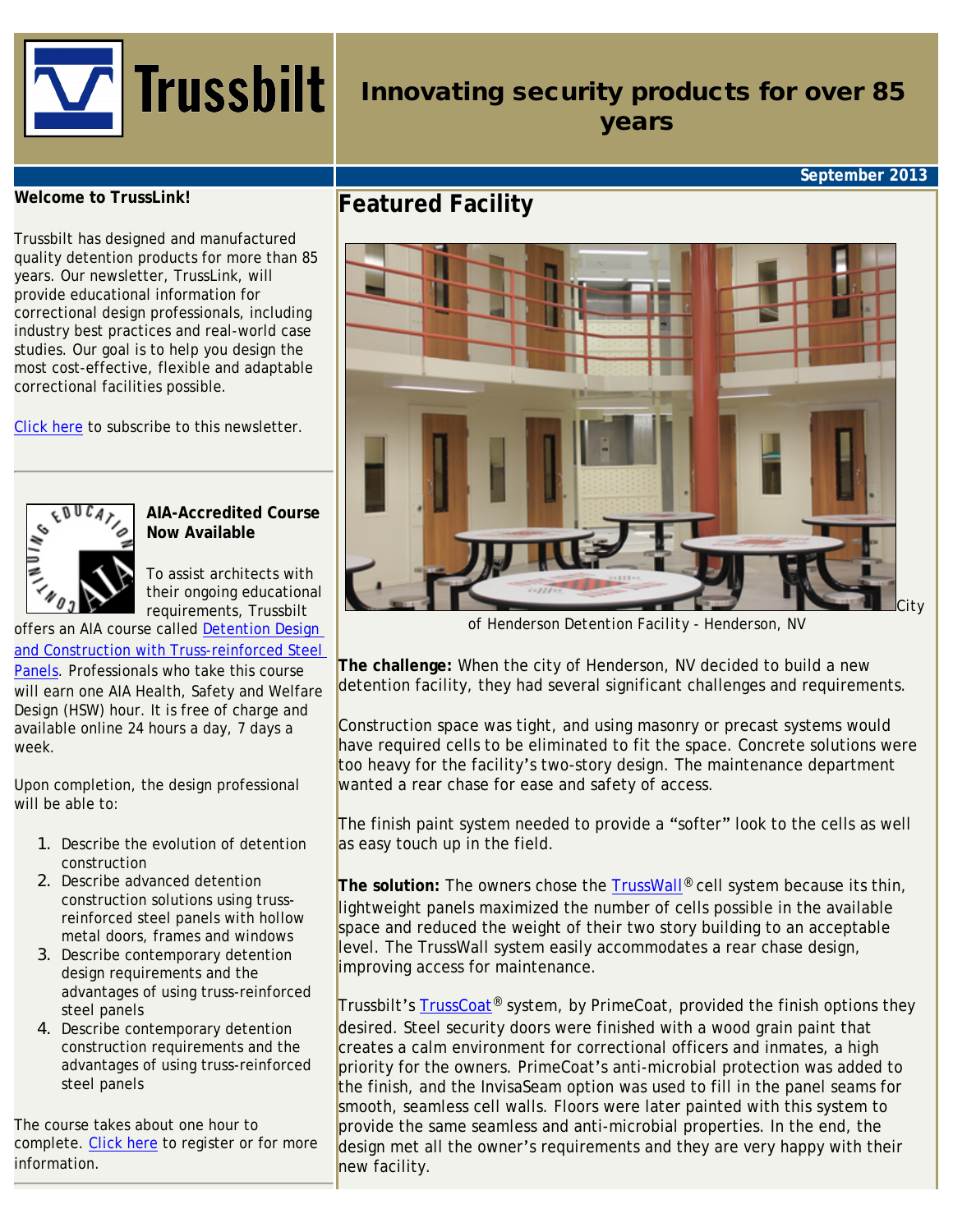# Trussbilt

## Innovating security products for over 85 years

September 2013

**Welcome to TrussLink!**

Trussbilt has designed and manufactured quality detention products for more than 85 years. Our newsletter, TrussLink, will provide educational information for correctional design professionals, including industry best practices and real-world case studies. Our goal is to help you design the most cost-effective, flexible and adaptable correctional facilities possible.

Click here to subscribe to this newsletter.

### AIA-Accredited Course Now Available

To assist architects with their ongoing educational requirements, Trussbilt offers an AIA course called Detention Design and Construction with Truss-reinforced Steel Panels. Professionals who take this course will earn one AIA Health, Safety and Welfare Design (HSW) hour. It is free of charge and available online 24 hours a day, 7 days a week.

Upon completion, the design professional will be able to:

1. Describe the evolution of detention construction
2. Describe advanced detention construction solutions using truss-reinforced steel panels with hollow metal doors, frames and windows
3. Describe contemporary detention design requirements and the advantages of using truss-reinforced steel panels
4. Describe contemporary detention construction requirements and the advantages of using truss-reinforced steel panels

The course takes about one hour to complete. Click here to register or for more information.

## Featured Facility

City of Henderson Detention Facility - Henderson, NV

**The challenge:** When the city of Henderson, NV decided to build a new detention facility, they had several significant challenges and requirements.

Construction space was tight, and using masonry or precast systems would have required cells to be eliminated to fit the space. Concrete solutions were too heavy for the facility's two-story design. The maintenance department wanted a rear chase for ease and safety of access.

The finish paint system needed to provide a "softer" look to the cells as well as easy touch up in the field.

**The solution:** The owners chose the TrussWall® cell system because its thin, lightweight panels maximized the number of cells possible in the available space and reduced the weight of their two story building to an acceptable level. The TrussWall system easily accommodates a rear chase design, improving access for maintenance.

Trussbilt's TrussCoat® system, by PrimeCoat, provided the finish options they desired. Steel security doors were finished with a wood grain paint that creates a calm environment for correctional officers and inmates, a high priority for the owners. PrimeCoat's anti-microbial protection was added to the finish, and the InvisaSeam option was used to fill in the panel seams for smooth, seamless cell walls. Floors were later painted with this system to provide the same seamless and anti-microbial properties. In the end, the design met all the owner's requirements and they are very happy with their new facility.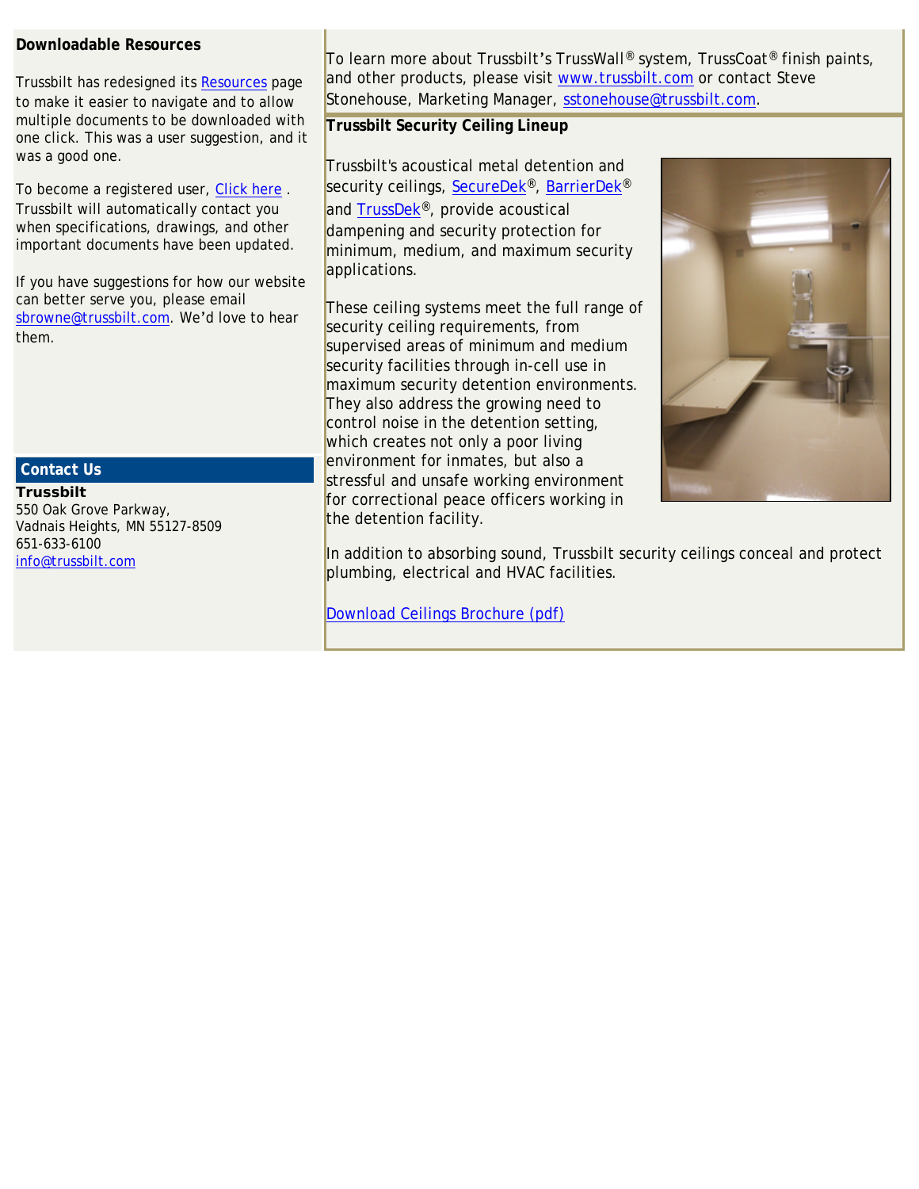**Downloadable Resources**

Trussbilt has redesigned its Resources page to make it easier to navigate and to allow multiple documents to be downloaded with one click. This was a user suggestion, and it was a good one.

To become a registered user, Click here . Trussbilt will automatically contact you when specifications, drawings, and other important documents have been updated.

If you have suggestions for how our website can better serve you, please email sbrowne@trussbilt.com. We'd love to hear them.

**Contact Us**

**Trussbilt**
550 Oak Grove Parkway,
Vadnais Heights, MN 55127-8509
651-633-6100
info@trussbilt.com

To learn more about Trussbilt's TrussWall® system, TrussCoat® finish paints, and other products, please visit www.trussbilt.com or contact Steve Stonehouse, Marketing Manager, sstonehouse@trussbilt.com.

**Trussbilt Security Ceiling Lineup**

Trussbilt's acoustical metal detention and security ceilings, SecureDek®, BarrierDek® and TrussDek®, provide acoustical dampening and security protection for minimum, medium, and maximum security applications.

These ceiling systems meet the full range of security ceiling requirements, from supervised areas of minimum and medium security facilities through in-cell use in maximum security detention environments. They also address the growing need to control noise in the detention setting, which creates not only a poor living environment for inmates, but also a stressful and unsafe working environment for correctional peace officers working in the detention facility.

In addition to absorbing sound, Trussbilt security ceilings conceal and protect plumbing, electrical and HVAC facilities.

Download Ceilings Brochure (pdf)